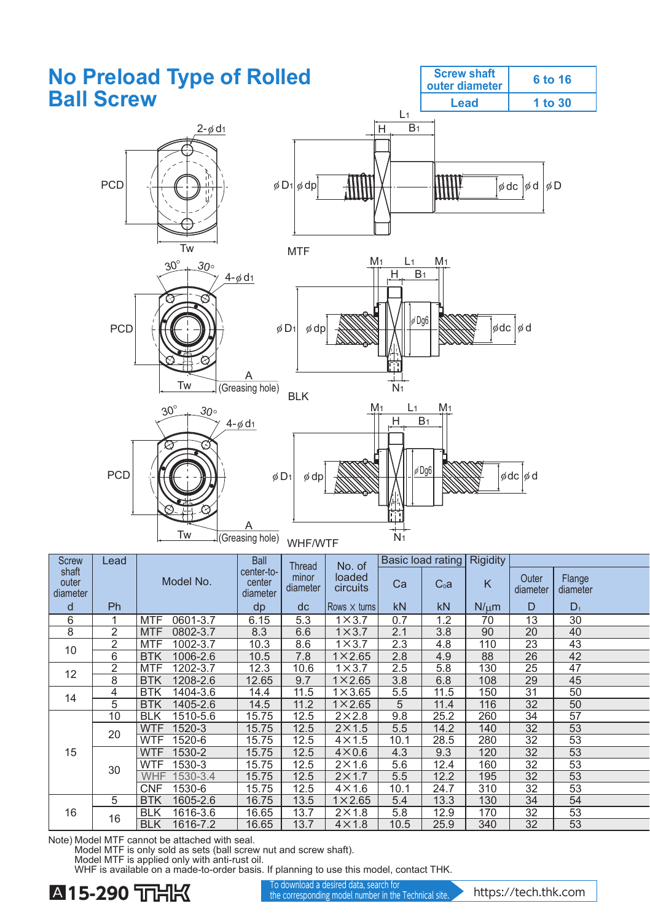# No Preload Type of Rolled Ball Screw

| Screw shaft outer diameter | 6 to 16 |
|---|---|
| Lead | 1 to 30 |

2-φd1

PCD

Tw

L1

H B1

φD1 φdp

φdc φd φD

MTF

30° 30°

4-φd1

PCD

Tw

A (Greasing hole)

M1 L1 M1

H B1

φD1 φdp

φDg6

φdc φd

N1

BLK

30° 30°

4-φd1

PCD

Tw

A (Greasing hole)

M1 L1 M1

H B1

φD1 φdp

φDg6

φdc φd

N1

WHF/WTF

| Screw shaft outer diameter | Lead | Model No. | Ball center-to-center diameter | Thread minor diameter | No. of loaded circuits | Basic load rating | | Rigidity | Outer diameter | Flange diameter |
|---|---|---|---|---|---|---|---|---|---|---|
| | | | | | | Ca | $C_0a$ | K | | |
| d | Ph | | dp | dc | Rows × turns | kN | kN | N/μm | D | $D_1$ |
| 6 | 1 | MTF 0601-3.7 | 6.15 | 5.3 | 1×3.7 | 0.7 | 1.2 | 70 | 13 | 30 |
| 8 | 2 | MTF 0802-3.7 | 8.3 | 6.6 | 1×3.7 | 2.1 | 3.8 | 90 | 20 | 40 |
| 10 | 2 | MTF 1002-3.7 | 10.3 | 8.6 | 1×3.7 | 2.3 | 4.8 | 110 | 23 | 43 |
| | 6 | BTK 1006-2.6 | 10.5 | 7.8 | 1×2.65 | 2.8 | 4.9 | 88 | 26 | 42 |
| 12 | 2 | MTF 1202-3.7 | 12.3 | 10.6 | 1×3.7 | 2.5 | 5.8 | 130 | 25 | 47 |
| | 8 | BTK 1208-2.6 | 12.65 | 9.7 | 1×2.65 | 3.8 | 6.8 | 108 | 29 | 45 |
| 14 | 4 | BTK 1404-3.6 | 14.4 | 11.5 | 1×3.65 | 5.5 | 11.5 | 150 | 31 | 50 |
| | 5 | BTK 1405-2.6 | 14.5 | 11.2 | 1×2.65 | 5 | 11.4 | 116 | 32 | 50 |
| 15 | 10 | BLK 1510-5.6 | 15.75 | 12.5 | 2×2.8 | 9.8 | 25.2 | 260 | 34 | 57 |
| | 20 | WTF 1520-3 | 15.75 | 12.5 | 2×1.5 | 5.5 | 14.2 | 140 | 32 | 53 |
| | | WTF 1520-6 | 15.75 | 12.5 | 4×1.5 | 10.1 | 28.5 | 280 | 32 | 53 |
| | 30 | WTF 1530-2 | 15.75 | 12.5 | 4×0.6 | 4.3 | 9.3 | 120 | 32 | 53 |
| | | WTF 1530-3 | 15.75 | 12.5 | 2×1.6 | 5.6 | 12.4 | 160 | 32 | 53 |
| | | WHF 1530-3.4 | 15.75 | 12.5 | 2×1.7 | 5.5 | 12.2 | 195 | 32 | 53 |
| | | CNF 1530-6 | 15.75 | 12.5 | 4×1.6 | 10.1 | 24.7 | 310 | 32 | 53 |
| 16 | 5 | BTK 1605-2.6 | 16.75 | 13.5 | 1×2.65 | 5.4 | 13.3 | 130 | 34 | 54 |
| | 16 | BLK 1616-3.6 | 16.65 | 13.7 | 2×1.8 | 5.8 | 12.9 | 170 | 32 | 53 |
| | | BLK 1616-7.2 | 16.65 | 13.7 | 4×1.8 | 10.5 | 25.9 | 340 | 32 | 53 |

Note) Model MTF cannot be attached with seal.
Model MTF is only sold as sets (ball screw nut and screw shaft).
Model MTF is applied only with anti-rust oil.
WHF is available on a made-to-order basis. If planning to use this model, contact THK.

To download a desired data, search for the corresponding model number in the Technical site. https://tech.thk.com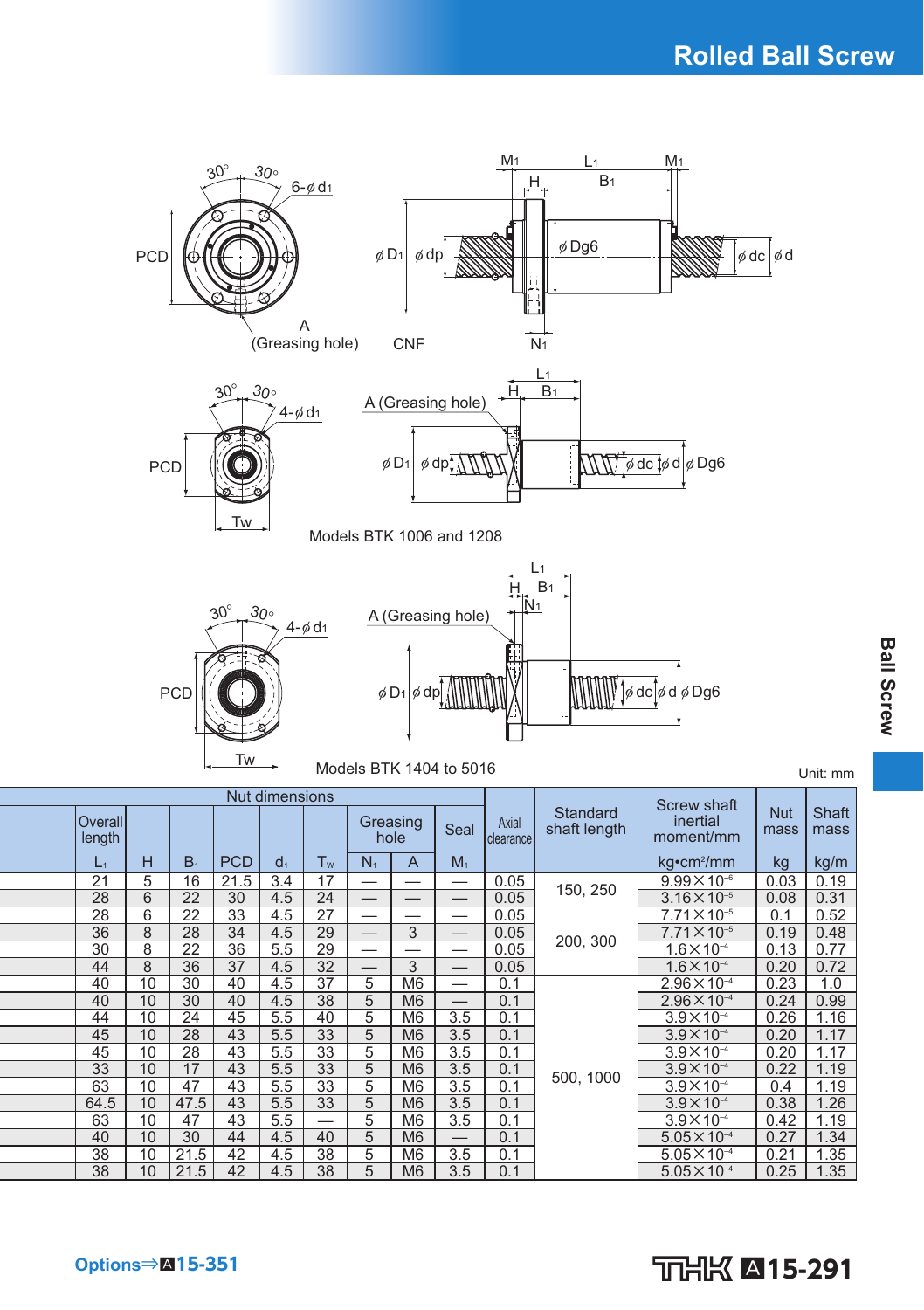# Rolled Ball Screw

6-φd1

30° 30°

PCD

A (Greasing hole)

CNF

M1 L1 M1

H B1

φD1 φdp φDg6 φdc φd

N1

30° 30°

4-φd1

PCD

Tw

A (Greasing hole)

L1

H B1

φD1 φdp φdc φd φDg6

Models BTK 1006 and 1208

30° 30°

4-φd1

PCD

Tw

L1

H B1

N1

A (Greasing hole)

φD1 φdp φdc φd φDg6

Models BTK 1404 to 5016

Unit: mm

| Nut dimensions | | | | | | | | | | Axial clearance | Standard shaft length | Screw shaft inertial moment/mm | Nut mass | Shaft mass |
|---|---|---|---|---|---|---|---|---|---|---|---|---|---|---|
| Overall length | | | | | | Greasing hole | | Seal | | | | | | |
| $L_1$ | H | $B_1$ | PCD | $d_1$ | $T_w$ | $N_1$ | A | $M_1$ | | | | kg•cm²/mm | kg | kg/m |
| 21 | 5 | 16 | 21.5 | 3.4 | 17 | — | — | — | | 0.05 | 150, 250 | $9.99\times10^{-6}$ | 0.03 | 0.19 |
| 28 | 6 | 22 | 30 | 4.5 | 24 | — | — | — | | 0.05 | | $3.16\times10^{-5}$ | 0.08 | 0.31 |
| 28 | 6 | 22 | 33 | 4.5 | 27 | — | — | — | | 0.05 | 200, 300 | $7.71\times10^{-5}$ | 0.1 | 0.52 |
| 36 | 8 | 28 | 34 | 4.5 | 29 | — | 3 | — | | 0.05 | | $7.71\times10^{-5}$ | 0.19 | 0.48 |
| 30 | 8 | 22 | 36 | 5.5 | 29 | — | — | — | | 0.05 | | $1.6\times10^{-4}$ | 0.13 | 0.77 |
| 44 | 8 | 36 | 37 | 4.5 | 32 | — | 3 | — | | 0.05 | | $1.6\times10^{-4}$ | 0.20 | 0.72 |
| 40 | 10 | 30 | 40 | 4.5 | 37 | 5 | M6 | — | | 0.1 | 500, 1000 | $2.96\times10^{-4}$ | 0.23 | 1.0 |
| 40 | 10 | 30 | 40 | 4.5 | 38 | 5 | M6 | — | | 0.1 | | $2.96\times10^{-4}$ | 0.24 | 0.99 |
| 44 | 10 | 24 | 45 | 5.5 | 40 | 5 | M6 | 3.5 | | 0.1 | | $3.9\times10^{-4}$ | 0.26 | 1.16 |
| 45 | 10 | 28 | 43 | 5.5 | 33 | 5 | M6 | 3.5 | | 0.1 | | $3.9\times10^{-4}$ | 0.20 | 1.17 |
| 45 | 10 | 28 | 43 | 5.5 | 33 | 5 | M6 | 3.5 | | 0.1 | | $3.9\times10^{-4}$ | 0.20 | 1.17 |
| 33 | 10 | 17 | 43 | 5.5 | 33 | 5 | M6 | 3.5 | | 0.1 | | $3.9\times10^{-4}$ | 0.22 | 1.19 |
| 63 | 10 | 47 | 43 | 5.5 | 33 | 5 | M6 | 3.5 | | 0.1 | | $3.9\times10^{-4}$ | 0.4 | 1.19 |
| 64.5 | 10 | 47.5 | 43 | 5.5 | 33 | 5 | M6 | 3.5 | | 0.1 | | $3.9\times10^{-4}$ | 0.38 | 1.26 |
| 63 | 10 | 47 | 43 | 5.5 | — | 5 | M6 | 3.5 | | 0.1 | | $3.9\times10^{-4}$ | 0.42 | 1.19 |
| 40 | 10 | 30 | 44 | 4.5 | 40 | 5 | M6 | — | | 0.1 | | $5.05\times10^{-4}$ | 0.27 | 1.34 |
| 38 | 10 | 21.5 | 42 | 4.5 | 38 | 5 | M6 | 3.5 | | 0.1 | | $5.05\times10^{-4}$ | 0.21 | 1.35 |
| 38 | 10 | 21.5 | 42 | 4.5 | 38 | 5 | M6 | 3.5 | | 0.1 | | $5.05\times10^{-4}$ | 0.25 | 1.35 |

Options⇒A15-351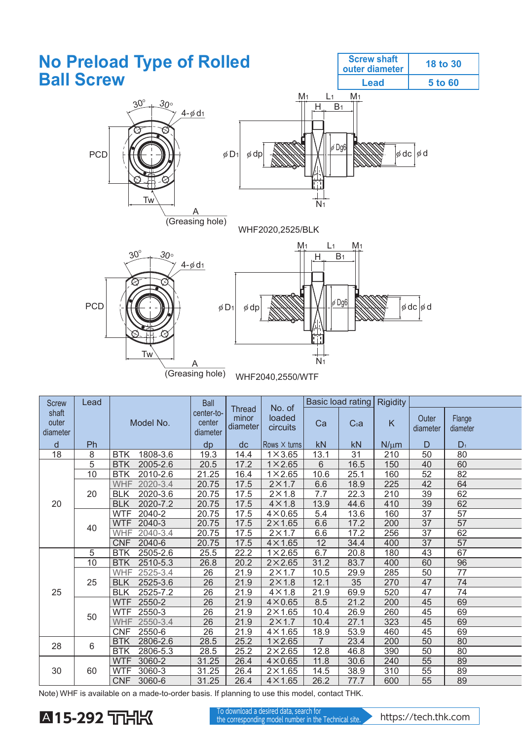# No Preload Type of Rolled Ball Screw

| Screw shaft outer diameter | 18 to 30 |
|---|---|
| Lead | 5 to 60 |

30° 30° 4-φd1 PCD Tw A (Greasing hole)

M1 L1 M1 H B1 φD1 φdp φDg6 φdc φd N1

WHF2020,2525/BLK

30° 30° 4-φd1 PCD Tw A (Greasing hole)

M1 L1 M1 H B1 φD1 φdp φDg6 φdc φd N1

WHF2040,2550/WTF

| Screw shaft outer diameter | Lead | Model No. | Ball center-to-center diameter | Thread minor diameter | No. of loaded circuits | Basic load rating | | Rigidity | | |
|---|---|---|---|---|---|---|---|---|---|---|
| | | | | | | Ca | C0a | K | Outer diameter | Flange diameter |
| d | Ph | | dp | dc | Rows × turns | kN | kN | N/μm | D | D1 |
| 18 | 8 | BTK 1808-3.6 | 19.3 | 14.4 | 1×3.65 | 13.1 | 31 | 210 | 50 | 80 |
| 20 | 5 | BTK 2005-2.6 | 20.5 | 17.2 | 1×2.65 | 6 | 16.5 | 150 | 40 | 60 |
| | 10 | BTK 2010-2.6 | 21.25 | 16.4 | 1×2.65 | 10.6 | 25.1 | 160 | 52 | 82 |
| | 20 | WHF 2020-3.4 | 20.75 | 17.5 | 2×1.7 | 6.6 | 18.9 | 225 | 42 | 64 |
| | | BLK 2020-3.6 | 20.75 | 17.5 | 2×1.8 | 7.7 | 22.3 | 210 | 39 | 62 |
| | | BLK 2020-7.2 | 20.75 | 17.5 | 4×1.8 | 13.9 | 44.6 | 410 | 39 | 62 |
| | 40 | WTF 2040-2 | 20.75 | 17.5 | 4×0.65 | 5.4 | 13.6 | 160 | 37 | 57 |
| | | WTF 2040-3 | 20.75 | 17.5 | 2×1.65 | 6.6 | 17.2 | 200 | 37 | 57 |
| | | WHF 2040-3.4 | 20.75 | 17.5 | 2×1.7 | 6.6 | 17.2 | 256 | 37 | 62 |
| | | CNF 2040-6 | 20.75 | 17.5 | 4×1.65 | 12 | 34.4 | 400 | 37 | 57 |
| 25 | 5 | BTK 2505-2.6 | 25.5 | 22.2 | 1×2.65 | 6.7 | 20.8 | 180 | 43 | 67 |
| | 10 | BTK 2510-5.3 | 26.8 | 20.2 | 2×2.65 | 31.2 | 83.7 | 400 | 60 | 96 |
| | 25 | WHF 2525-3.4 | 26 | 21.9 | 2×1.7 | 10.5 | 29.9 | 285 | 50 | 77 |
| | | BLK 2525-3.6 | 26 | 21.9 | 2×1.8 | 12.1 | 35 | 270 | 47 | 74 |
| | | BLK 2525-7.2 | 26 | 21.9 | 4×1.8 | 21.9 | 69.9 | 520 | 47 | 74 |
| | 50 | WTF 2550-2 | 26 | 21.9 | 4×0.65 | 8.5 | 21.2 | 200 | 45 | 69 |
| | | WTF 2550-3 | 26 | 21.9 | 2×1.65 | 10.4 | 26.9 | 260 | 45 | 69 |
| | | WHF 2550-3.4 | 26 | 21.9 | 2×1.7 | 10.4 | 27.1 | 323 | 45 | 69 |
| | | CNF 2550-6 | 26 | 21.9 | 4×1.65 | 18.9 | 53.9 | 460 | 45 | 69 |
| 28 | 6 | BTK 2806-2.6 | 28.5 | 25.2 | 1×2.65 | 7 | 23.4 | 200 | 50 | 80 |
| | | BTK 2806-5.3 | 28.5 | 25.2 | 2×2.65 | 12.8 | 46.8 | 390 | 50 | 80 |
| 30 | 60 | WTF 3060-2 | 31.25 | 26.4 | 4×0.65 | 11.8 | 30.6 | 240 | 55 | 89 |
| | | WTF 3060-3 | 31.25 | 26.4 | 2×1.65 | 14.5 | 38.9 | 310 | 55 | 89 |
| | | CNF 3060-6 | 31.25 | 26.4 | 4×1.65 | 26.2 | 77.7 | 600 | 55 | 89 |

Note) WHF is available on a made-to-order basis. If planning to use this model, contact THK.

To download a desired data, search for the corresponding model number in the Technical site. https://tech.thk.com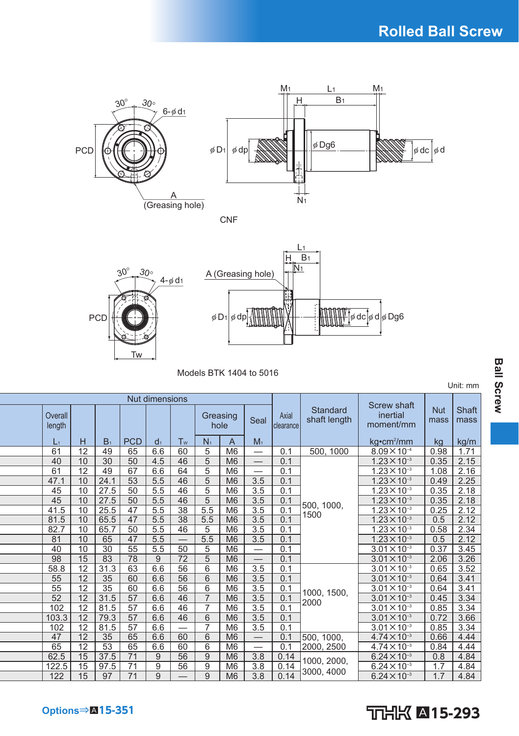# Rolled Ball Screw

30° 30° 6-φd1
PCD
A (Greasing hole)
M1 L1 M1
H B1
φD1 φdp φDg6 φdc φd
N1

CNF

30° 30° 4-φd1
PCD
Tw
A (Greasing hole)
L1
H B1
N1
φD1 φdp φdc φd φDg6

Models BTK 1404 to 5016

Unit: mm

| Nut dimensions | | | | | | | | | | Axial clearance | Standard shaft length | Screw shaft inertial moment/mm | Nut mass | Shaft mass |
|---|---|---|---|---|---|---|---|---|---|---|---|---|---|---|
| Overall length | | | | | | | Greasing hole | | Seal | | | | | |
| $L_1$ | H | $B_1$ | PCD | $d_1$ | $T_W$ | $N_1$ | A | | $M_1$ | | | kg•cm²/mm | kg | kg/m |
| 61 | 12 | 49 | 65 | 6.6 | 60 | 5 | M6 | | — | 0.1 | 500, 1000 | $8.09\times10^{-4}$ | 0.98 | 1.71 |
| 40 | 10 | 30 | 50 | 4.5 | 46 | 5 | M6 | | — | 0.1 | 500, 1000, 1500 | $1.23\times10^{-3}$ | 0.35 | 2.15 |
| 61 | 12 | 49 | 67 | 6.6 | 64 | 5 | M6 | | — | 0.1 | | $1.23\times10^{-3}$ | 1.08 | 2.16 |
| 47.1 | 10 | 24.1 | 53 | 5.5 | 46 | 5 | M6 | | 3.5 | 0.1 | | $1.23\times10^{-3}$ | 0.49 | 2.25 |
| 45 | 10 | 27.5 | 50 | 5.5 | 46 | 5 | M6 | | 3.5 | 0.1 | | $1.23\times10^{-3}$ | 0.35 | 2.18 |
| 45 | 10 | 27.5 | 50 | 5.5 | 46 | 5 | M6 | | 3.5 | 0.1 | | $1.23\times10^{-3}$ | 0.35 | 2.18 |
| 41.5 | 10 | 25.5 | 47 | 5.5 | 38 | 5.5 | M6 | | 3.5 | 0.1 | | $1.23\times10^{-3}$ | 0.25 | 2.12 |
| 81.5 | 10 | 65.5 | 47 | 5.5 | 38 | 5.5 | M6 | | 3.5 | 0.1 | | $1.23\times10^{-3}$ | 0.5 | 2.12 |
| 82.7 | 10 | 65.7 | 50 | 5.5 | 46 | 5 | M6 | | 3.5 | 0.1 | | $1.23\times10^{-3}$ | 0.58 | 2.34 |
| 81 | 10 | 65 | 47 | 5.5 | — | 5.5 | M6 | | 3.5 | 0.1 | | $1.23\times10^{-3}$ | 0.5 | 2.12 |
| 40 | 10 | 30 | 55 | 5.5 | 50 | 5 | M6 | | — | 0.1 | | $3.01\times10^{-3}$ | 0.37 | 3.45 |
| 98 | 15 | 83 | 78 | 9 | 72 | 5 | M6 | | — | 0.1 | | $3.01\times10^{-3}$ | 2.06 | 3.26 |
| 58.8 | 12 | 31.3 | 63 | 6.6 | 56 | 6 | M6 | | 3.5 | 0.1 | 1000, 1500, 2000 | $3.01\times10^{-3}$ | 0.65 | 3.52 |
| 55 | 12 | 35 | 60 | 6.6 | 56 | 6 | M6 | | 3.5 | 0.1 | | $3.01\times10^{-3}$ | 0.64 | 3.41 |
| 55 | 12 | 35 | 60 | 6.6 | 56 | 6 | M6 | | 3.5 | 0.1 | | $3.01\times10^{-3}$ | 0.64 | 3.41 |
| 52 | 12 | 31.5 | 57 | 6.6 | 46 | 7 | M6 | | 3.5 | 0.1 | | $3.01\times10^{-3}$ | 0.45 | 3.34 |
| 102 | 12 | 81.5 | 57 | 6.6 | 46 | 7 | M6 | | 3.5 | 0.1 | | $3.01\times10^{-3}$ | 0.85 | 3.34 |
| 103.3 | 12 | 79.3 | 57 | 6.6 | 46 | 6 | M6 | | 3.5 | 0.1 | | $3.01\times10^{-3}$ | 0.72 | 3.66 |
| 102 | 12 | 81.5 | 57 | 6.6 | — | 7 | M6 | | 3.5 | 0.1 | | $3.01\times10^{-3}$ | 0.85 | 3.34 |
| 47 | 12 | 35 | 65 | 6.6 | 60 | 6 | M6 | | — | 0.1 | 500, 1000, 2000, 2500 | $4.74\times10^{-3}$ | 0.66 | 4.44 |
| 65 | 12 | 53 | 65 | 6.6 | 60 | 6 | M6 | | — | 0.1 | | $4.74\times10^{-3}$ | 0.84 | 4.44 |
| 62.5 | 15 | 37.5 | 71 | 9 | 56 | 9 | M6 | | 3.8 | 0.14 | 1000, 2000, 3000, 4000 | $6.24\times10^{-3}$ | 0.8 | 4.84 |
| 122.5 | 15 | 97.5 | 71 | 9 | 56 | 9 | M6 | | 3.8 | 0.14 | | $6.24\times10^{-3}$ | 1.7 | 4.84 |
| 122 | 15 | 97 | 71 | 9 | — | 9 | M6 | | 3.8 | 0.14 | | $6.24\times10^{-3}$ | 1.7 | 4.84 |

Options⇒A15-351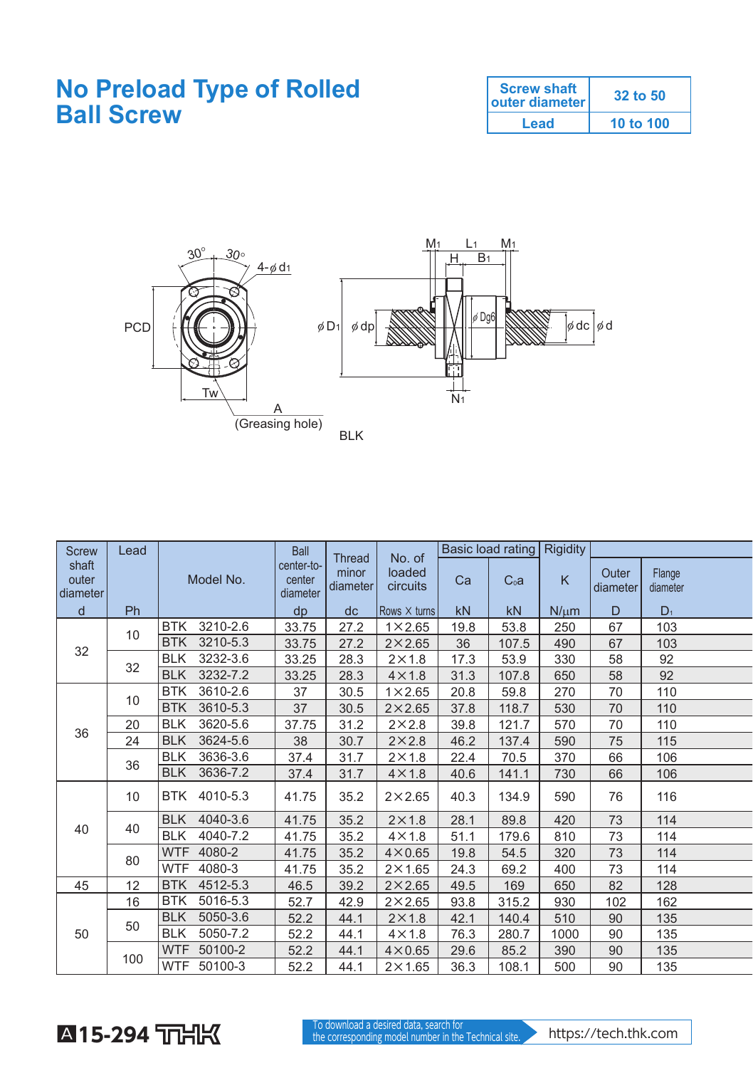# No Preload Type of Rolled Ball Screw

| Screw shaft outer diameter | 32 to 50 |
|---|---|
| Lead | 10 to 100 |

30° 30° 4-φd1

PCD

Tw

A (Greasing hole)

M1 L1 M1 H B1

φD1 φdp φDg6 φdc φd

N1

BLK

| Screw shaft outer diameter | Lead | Model No. | Ball center-to-center diameter | Thread minor diameter | No. of loaded circuits | Basic load rating | | Rigidity | | |
|---|---|---|---|---|---|---|---|---|---|---|
| | | | | | | Ca | $C_0a$ | K | Outer diameter | Flange diameter |
| d | Ph | | dp | dc | Rows × turns | kN | kN | N/μm | D | $D_1$ |
| 32 | 10 | BTK 3210-2.6 | 33.75 | 27.2 | 1×2.65 | 19.8 | 53.8 | 250 | 67 | 103 |
| | | BTK 3210-5.3 | 33.75 | 27.2 | 2×2.65 | 36 | 107.5 | 490 | 67 | 103 |
| | 32 | BLK 3232-3.6 | 33.25 | 28.3 | 2×1.8 | 17.3 | 53.9 | 330 | 58 | 92 |
| | | BLK 3232-7.2 | 33.25 | 28.3 | 4×1.8 | 31.3 | 107.8 | 650 | 58 | 92 |
| 36 | 10 | BTK 3610-2.6 | 37 | 30.5 | 1×2.65 | 20.8 | 59.8 | 270 | 70 | 110 |
| | | BTK 3610-5.3 | 37 | 30.5 | 2×2.65 | 37.8 | 118.7 | 530 | 70 | 110 |
| | 20 | BLK 3620-5.6 | 37.75 | 31.2 | 2×2.8 | 39.8 | 121.7 | 570 | 70 | 110 |
| | 24 | BLK 3624-5.6 | 38 | 30.7 | 2×2.8 | 46.2 | 137.4 | 590 | 75 | 115 |
| | 36 | BLK 3636-3.6 | 37.4 | 31.7 | 2×1.8 | 22.4 | 70.5 | 370 | 66 | 106 |
| | | BLK 3636-7.2 | 37.4 | 31.7 | 4×1.8 | 40.6 | 141.1 | 730 | 66 | 106 |
| 40 | 10 | BTK 4010-5.3 | 41.75 | 35.2 | 2×2.65 | 40.3 | 134.9 | 590 | 76 | 116 |
| | 40 | BLK 4040-3.6 | 41.75 | 35.2 | 2×1.8 | 28.1 | 89.8 | 420 | 73 | 114 |
| | | BLK 4040-7.2 | 41.75 | 35.2 | 4×1.8 | 51.1 | 179.6 | 810 | 73 | 114 |
| | 80 | WTF 4080-2 | 41.75 | 35.2 | 4×0.65 | 19.8 | 54.5 | 320 | 73 | 114 |
| | | WTF 4080-3 | 41.75 | 35.2 | 2×1.65 | 24.3 | 69.2 | 400 | 73 | 114 |
| 45 | 12 | BTK 4512-5.3 | 46.5 | 39.2 | 2×2.65 | 49.5 | 169 | 650 | 82 | 128 |
| 50 | 16 | BTK 5016-5.3 | 52.7 | 42.9 | 2×2.65 | 93.8 | 315.2 | 930 | 102 | 162 |
| | 50 | BLK 5050-3.6 | 52.2 | 44.1 | 2×1.8 | 42.1 | 140.4 | 510 | 90 | 135 |
| | | BLK 5050-7.2 | 52.2 | 44.1 | 4×1.8 | 76.3 | 280.7 | 1000 | 90 | 135 |
| | 100 | WTF 50100-2 | 52.2 | 44.1 | 4×0.65 | 29.6 | 85.2 | 390 | 90 | 135 |
| | | WTF 50100-3 | 52.2 | 44.1 | 2×1.65 | 36.3 | 108.1 | 500 | 90 | 135 |

To download a desired data, search for the corresponding model number in the Technical site. https://tech.thk.com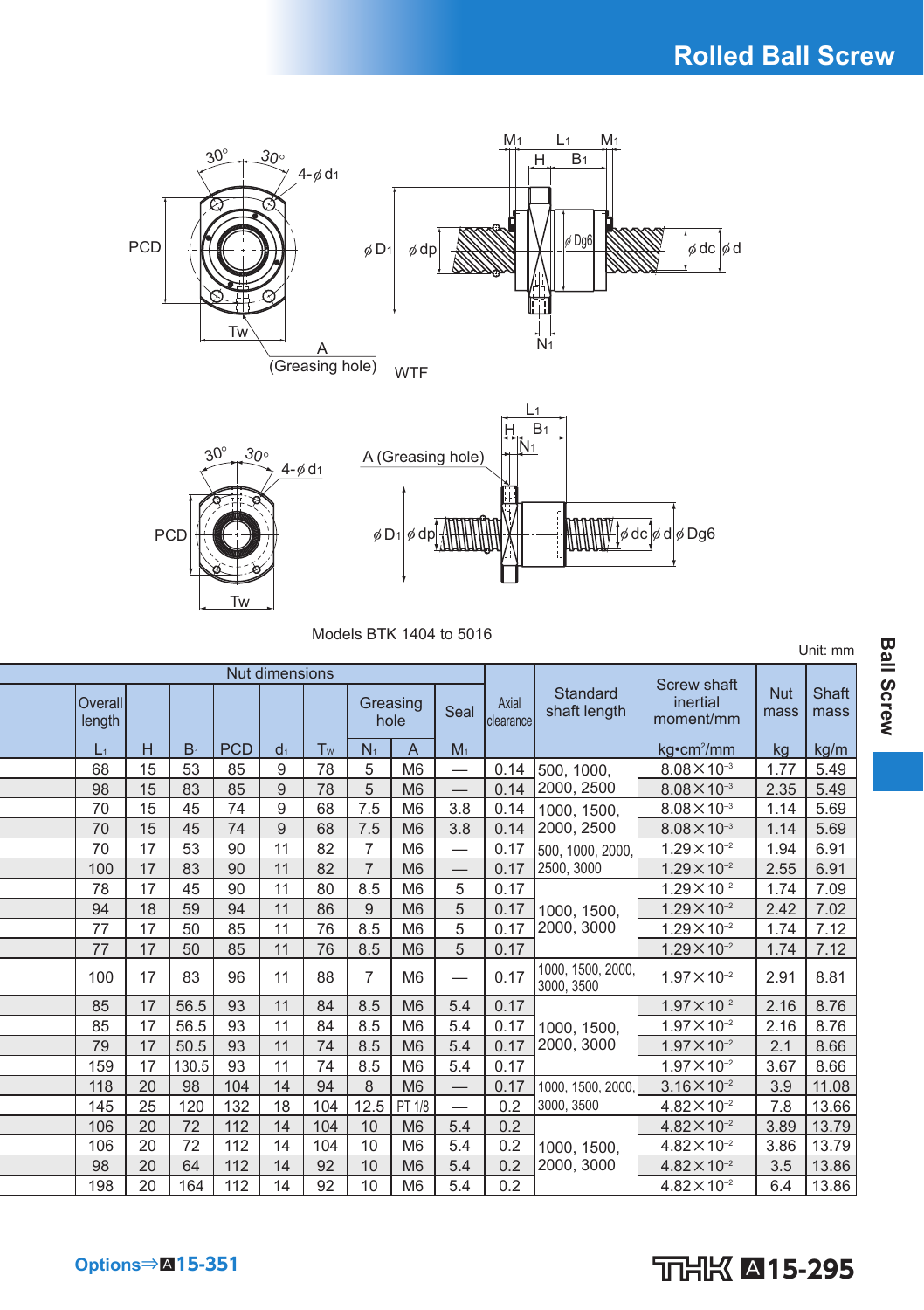WTF

Models BTK 1404 to 5016

Unit: mm

| Nut dimensions | | | | | | | | | Axial clearance | Standard shaft length | Screw shaft inertial moment/mm | Nut mass | Shaft mass |
|---|---|---|---|---|---|---|---|---|---|---|---|---|---|
| Overall length | | | | | | Greasing hole | | Seal | | | | | |
| $L_1$ | H | $B_1$ | PCD | $d_1$ | $T_w$ | $N_1$ | A | $M_1$ | | | kg•cm²/mm | kg | kg/m |
| 68 | 15 | 53 | 85 | 9 | 78 | 5 | M6 | — | 0.14 | 500, 1000, 2000, 2500 | $8.08\times10^{-3}$ | 1.77 | 5.49 |
| 98 | 15 | 83 | 85 | 9 | 78 | 5 | M6 | — | 0.14 | | $8.08\times10^{-3}$ | 2.35 | 5.49 |
| 70 | 15 | 45 | 74 | 9 | 68 | 7.5 | M6 | 3.8 | 0.14 | 1000, 1500, 2000, 2500 | $8.08\times10^{-3}$ | 1.14 | 5.69 |
| 70 | 15 | 45 | 74 | 9 | 68 | 7.5 | M6 | 3.8 | 0.14 | | $8.08\times10^{-3}$ | 1.14 | 5.69 |
| 70 | 17 | 53 | 90 | 11 | 82 | 7 | M6 | — | 0.17 | 500, 1000, 2000, 2500, 3000 | $1.29\times10^{-2}$ | 1.94 | 6.91 |
| 100 | 17 | 83 | 90 | 11 | 82 | 7 | M6 | — | 0.17 | | $1.29\times10^{-2}$ | 2.55 | 6.91 |
| 78 | 17 | 45 | 90 | 11 | 80 | 8.5 | M6 | 5 | 0.17 | 1000, 1500, 2000, 3000 | $1.29\times10^{-2}$ | 1.74 | 7.09 |
| 94 | 18 | 59 | 94 | 11 | 86 | 9 | M6 | 5 | 0.17 | | $1.29\times10^{-2}$ | 2.42 | 7.02 |
| 77 | 17 | 50 | 85 | 11 | 76 | 8.5 | M6 | 5 | 0.17 | | $1.29\times10^{-2}$ | 1.74 | 7.12 |
| 77 | 17 | 50 | 85 | 11 | 76 | 8.5 | M6 | 5 | 0.17 | | $1.29\times10^{-2}$ | 1.74 | 7.12 |
| 100 | 17 | 83 | 96 | 11 | 88 | 7 | M6 | — | 0.17 | 1000, 1500, 2000, 3000, 3500 | $1.97\times10^{-2}$ | 2.91 | 8.81 |
| 85 | 17 | 56.5 | 93 | 11 | 84 | 8.5 | M6 | 5.4 | 0.17 | 1000, 1500, 2000, 3000 | $1.97\times10^{-2}$ | 2.16 | 8.76 |
| 85 | 17 | 56.5 | 93 | 11 | 84 | 8.5 | M6 | 5.4 | 0.17 | | $1.97\times10^{-2}$ | 2.16 | 8.76 |
| 79 | 17 | 50.5 | 93 | 11 | 74 | 8.5 | M6 | 5.4 | 0.17 | | $1.97\times10^{-2}$ | 2.1 | 8.66 |
| 159 | 17 | 130.5 | 93 | 11 | 74 | 8.5 | M6 | 5.4 | 0.17 | | $1.97\times10^{-2}$ | 3.67 | 8.66 |
| 118 | 20 | 98 | 104 | 14 | 94 | 8 | M6 | — | 0.17 | 1000, 1500, 2000, 3000, 3500 | $3.16\times10^{-2}$ | 3.9 | 11.08 |
| 145 | 25 | 120 | 132 | 18 | 104 | 12.5 | PT 1/8 | — | 0.2 | | $4.82\times10^{-2}$ | 7.8 | 13.66 |
| 106 | 20 | 72 | 112 | 14 | 104 | 10 | M6 | 5.4 | 0.2 | 1000, 1500, 2000, 3000 | $4.82\times10^{-2}$ | 3.89 | 13.79 |
| 106 | 20 | 72 | 112 | 14 | 104 | 10 | M6 | 5.4 | 0.2 | | $4.82\times10^{-2}$ | 3.86 | 13.79 |
| 98 | 20 | 64 | 112 | 14 | 92 | 10 | M6 | 5.4 | 0.2 | | $4.82\times10^{-2}$ | 3.5 | 13.86 |
| 198 | 20 | 164 | 112 | 14 | 92 | 10 | M6 | 5.4 | 0.2 | | $4.82\times10^{-2}$ | 6.4 | 13.86 |

Options⇒A15-351